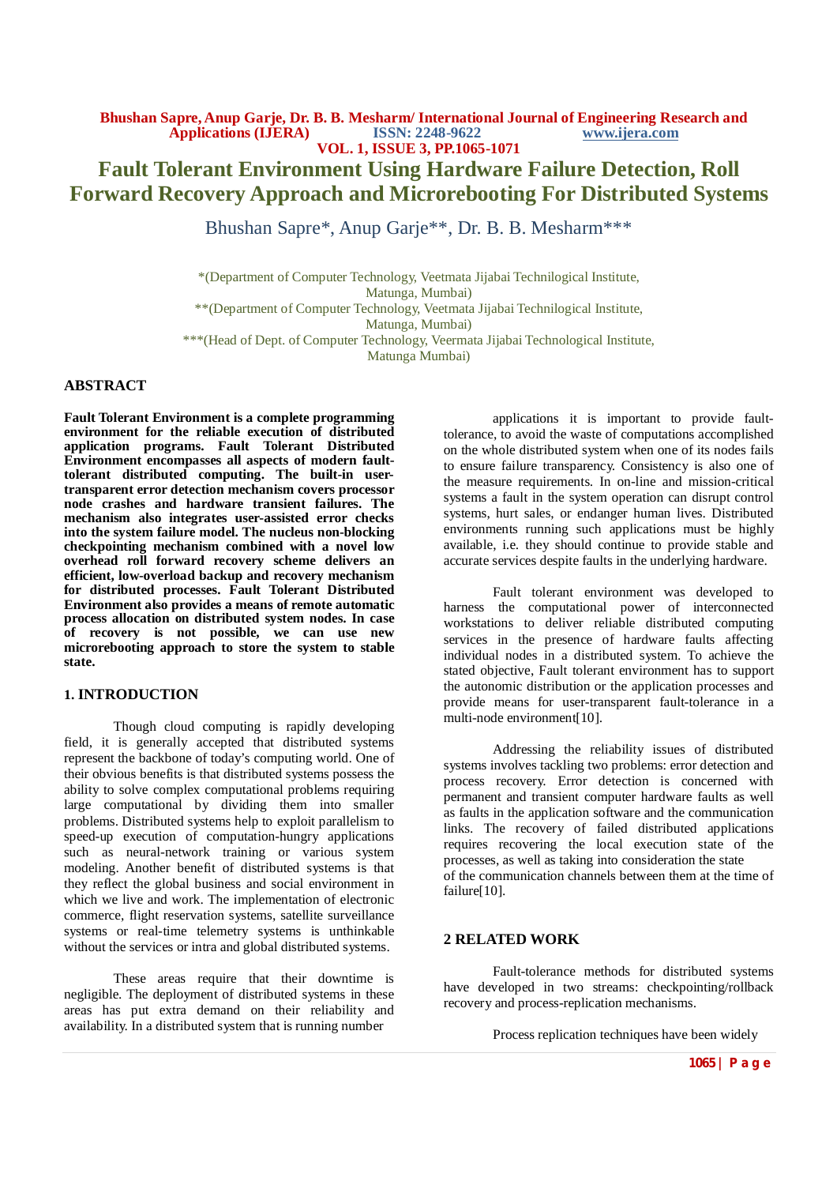# Fault Tolerant Environment Using Hardware Failure Detection, Roll Forward Recovery Approach and Microrebooting For Distributed Systems

Bhushan Sapre*, Anup Garje**, Dr. B. B. Mesharm***

*(Department of Computer Technology, Veetmata Jijabai Technilogical Institute, Matunga, Mumbai)
**(Department of Computer Technology, Veetmata Jijabai Technilogical Institute, Matunga, Mumbai)
***(Head of Dept. of Computer Technology, Veermata Jijabai Technological Institute, Matunga Mumbai)

## ABSTRACT

**Fault Tolerant Environment is a complete programming environment for the reliable execution of distributed application programs. Fault Tolerant Distributed Environment encompasses all aspects of modern fault-tolerant distributed computing. The built-in user-transparent error detection mechanism covers processor node crashes and hardware transient failures. The mechanism also integrates user-assisted error checks into the system failure model. The nucleus non-blocking checkpointing mechanism combined with a novel low overhead roll forward recovery scheme delivers an efficient, low-overload backup and recovery mechanism for distributed processes. Fault Tolerant Distributed Environment also provides a means of remote automatic process allocation on distributed system nodes. In case of recovery is not possible, we can use new microrebooting approach to store the system to stable state.**

## 1. INTRODUCTION

Though cloud computing is rapidly developing field, it is generally accepted that distributed systems represent the backbone of today's computing world. One of their obvious benefits is that distributed systems possess the ability to solve complex computational problems requiring large computational by dividing them into smaller problems. Distributed systems help to exploit parallelism to speed-up execution of computation-hungry applications such as neural-network training or various system modeling. Another benefit of distributed systems is that they reflect the global business and social environment in which we live and work. The implementation of electronic commerce, flight reservation systems, satellite surveillance systems or real-time telemetry systems is unthinkable without the services or intra and global distributed systems.

These areas require that their downtime is negligible. The deployment of distributed systems in these areas has put extra demand on their reliability and availability. In a distributed system that is running number applications it is important to provide fault-tolerance, to avoid the waste of computations accomplished on the whole distributed system when one of its nodes fails to ensure failure transparency. Consistency is also one of the measure requirements. In on-line and mission-critical systems a fault in the system operation can disrupt control systems, hurt sales, or endanger human lives. Distributed environments running such applications must be highly available, i.e. they should continue to provide stable and accurate services despite faults in the underlying hardware.

Fault tolerant environment was developed to harness the computational power of interconnected workstations to deliver reliable distributed computing services in the presence of hardware faults affecting individual nodes in a distributed system. To achieve the stated objective, Fault tolerant environment has to support the autonomic distribution or the application processes and provide means for user-transparent fault-tolerance in a multi-node environment[10].

Addressing the reliability issues of distributed systems involves tackling two problems: error detection and process recovery. Error detection is concerned with permanent and transient computer hardware faults as well as faults in the application software and the communication links. The recovery of failed distributed applications requires recovering the local execution state of the processes, as well as taking into consideration the state of the communication channels between them at the time of failure[10].

## 2 RELATED WORK

Fault-tolerance methods for distributed systems have developed in two streams: checkpointing/rollback recovery and process-replication mechanisms.

Process replication techniques have been widely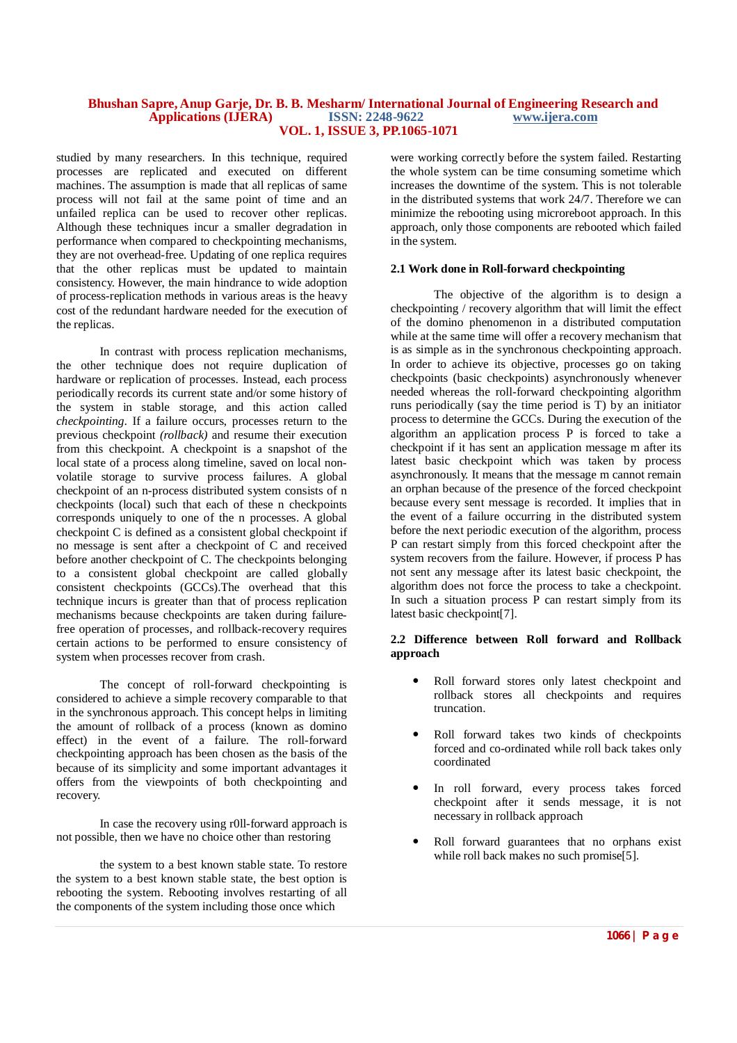studied by many researchers. In this technique, required processes are replicated and executed on different machines. The assumption is made that all replicas of same process will not fail at the same point of time and an unfailed replica can be used to recover other replicas. Although these techniques incur a smaller degradation in performance when compared to checkpointing mechanisms, they are not overhead-free. Updating of one replica requires that the other replicas must be updated to maintain consistency. However, the main hindrance to wide adoption of process-replication methods in various areas is the heavy cost of the redundant hardware needed for the execution of the replicas.

In contrast with process replication mechanisms, the other technique does not require duplication of hardware or replication of processes. Instead, each process periodically records its current state and/or some history of the system in stable storage, and this action called *checkpointing*. If a failure occurs, processes return to the previous checkpoint *(rollback)* and resume their execution from this checkpoint. A checkpoint is a snapshot of the local state of a process along timeline, saved on local non-volatile storage to survive process failures. A global checkpoint of an n-process distributed system consists of n checkpoints (local) such that each of these n checkpoints corresponds uniquely to one of the n processes. A global checkpoint C is defined as a consistent global checkpoint if no message is sent after a checkpoint of C and received before another checkpoint of C. The checkpoints belonging to a consistent global checkpoint are called globally consistent checkpoints (GCCs).The overhead that this technique incurs is greater than that of process replication mechanisms because checkpoints are taken during failure-free operation of processes, and rollback-recovery requires certain actions to be performed to ensure consistency of system when processes recover from crash.

The concept of roll-forward checkpointing is considered to achieve a simple recovery comparable to that in the synchronous approach. This concept helps in limiting the amount of rollback of a process (known as domino effect) in the event of a failure. The roll-forward checkpointing approach has been chosen as the basis of the because of its simplicity and some important advantages it offers from the viewpoints of both checkpointing and recovery.

In case the recovery using r0ll-forward approach is not possible, then we have no choice other than restoring

the system to a best known stable state. To restore the system to a best known stable state, the best option is rebooting the system. Rebooting involves restarting of all the components of the system including those once which were working correctly before the system failed. Restarting the whole system can be time consuming sometime which increases the downtime of the system. This is not tolerable in the distributed systems that work 24/7. Therefore we can minimize the rebooting using microreboot approach. In this approach, only those components are rebooted which failed in the system.

### 2.1 Work done in Roll-forward checkpointing

The objective of the algorithm is to design a checkpointing / recovery algorithm that will limit the effect of the domino phenomenon in a distributed computation while at the same time will offer a recovery mechanism that is as simple as in the synchronous checkpointing approach. In order to achieve its objective, processes go on taking checkpoints (basic checkpoints) asynchronously whenever needed whereas the roll-forward checkpointing algorithm runs periodically (say the time period is T) by an initiator process to determine the GCCs. During the execution of the algorithm an application process P is forced to take a checkpoint if it has sent an application message m after its latest basic checkpoint which was taken by process asynchronously. It means that the message m cannot remain an orphan because of the presence of the forced checkpoint because every sent message is recorded. It implies that in the event of a failure occurring in the distributed system before the next periodic execution of the algorithm, process P can restart simply from this forced checkpoint after the system recovers from the failure. However, if process P has not sent any message after its latest basic checkpoint, the algorithm does not force the process to take a checkpoint. In such a situation process P can restart simply from its latest basic checkpoint[7].

### 2.2 Difference between Roll forward and Rollback approach

- Roll forward stores only latest checkpoint and rollback stores all checkpoints and requires truncation.
- Roll forward takes two kinds of checkpoints forced and co-ordinated while roll back takes only coordinated
- In roll forward, every process takes forced checkpoint after it sends message, it is not necessary in rollback approach
- Roll forward guarantees that no orphans exist while roll back makes no such promise[5].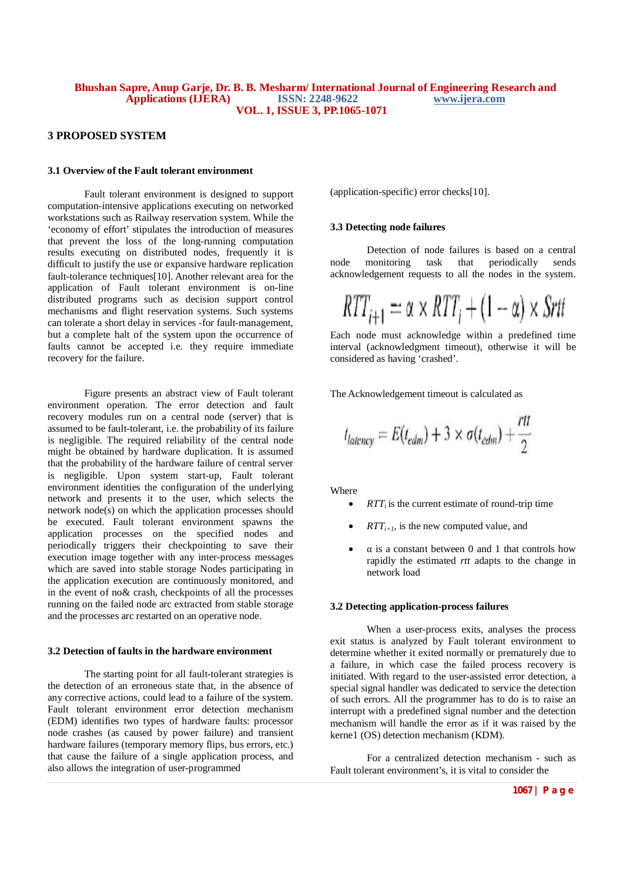## 3 PROPOSED SYSTEM

### 3.1 Overview of the Fault tolerant environment

Fault tolerant environment is designed to support computation-intensive applications executing on networked workstations such as Railway reservation system. While the 'economy of effort' stipulates the introduction of measures that prevent the loss of the long-running computation results executing on distributed nodes, frequently it is difficult to justify the use or expansive hardware replication fault-tolerance techniques[10]. Another relevant area for the application of Fault tolerant environment is on-line distributed programs such as decision support control mechanisms and flight reservation systems. Such systems can tolerate a short delay in services -for fault-management, but a complete halt of the system upon the occurrence of faults cannot be accepted i.e. they require immediate recovery for the failure.

Figure presents an abstract view of Fault tolerant environment operation. The error detection and fault recovery modules run on a central node (server) that is assumed to be fault-tolerant, i.e. the probability of its failure is negligible. The required reliability of the central node might be obtained by hardware duplication. It is assumed that the probability of the hardware failure of central server is negligible. Upon system start-up, Fault tolerant environment identities the configuration of the underlying network and presents it to the user, which selects the network node(s) on which the application processes should be executed. Fault tolerant environment spawns the application processes on the specified nodes and periodically triggers their checkpointing to save their execution image together with any inter-process messages which are saved into stable storage Nodes participating in the application execution are continuously monitored, and in the event of no& crash, checkpoints of all the processes running on the failed node arc extracted from stable storage and the processes arc restarted on an operative node.

### 3.2 Detection of faults in the hardware environment

The starting point for all fault-tolerant strategies is the detection of an erroneous state that, in the absence of any corrective actions, could lead to a failure of the system. Fault tolerant environment error detection mechanism (EDM) identifies two types of hardware faults: processor node crashes (as caused by power failure) and transient hardware failures (temporary memory flips, bus errors, etc.) that cause the failure of a single application process, and also allows the integration of user-programmed (application-specific) error checks[10].

### 3.3 Detecting node failures

Detection of node failures is based on a central node monitoring task that periodically sends acknowledgement requests to all the nodes in the system.

$$RTT_{i+1} = \alpha \times RTT_i + (1 - \alpha) \times Srtt$$

Each node must acknowledge within a predefined time interval (acknowledgment timeout), otherwise it will be considered as having 'crashed'.

The Acknowledgement timeout is calculated as

$$t_{latency} = E(t_{edm}) + 3 \times \sigma(t_{edm}) + \frac{rtt}{2}$$

Where

- $RTT_i$ is the current estimate of round-trip time
- $RTT_{i+1}$, is the new computed value, and
- $\alpha$ is a constant between 0 and 1 that controls how rapidly the estimated *rtt* adapts to the change in network load

### 3.2 Detecting application-process failures

When a user-process exits, analyses the process exit status is analyzed by Fault tolerant environment to determine whether it exited normally or prematurely due to a failure, in which case the failed process recovery is initiated. With regard to the user-assisted error detection, a special signal handler was dedicated to service the detection of such errors. All the programmer has to do is to raise an interrupt with a predefined signal number and the detection mechanism will handle the error as if it was raised by the kerne1 (OS) detection mechanism (KDM).

For a centralized detection mechanism - such as Fault tolerant environment's, it is vital to consider the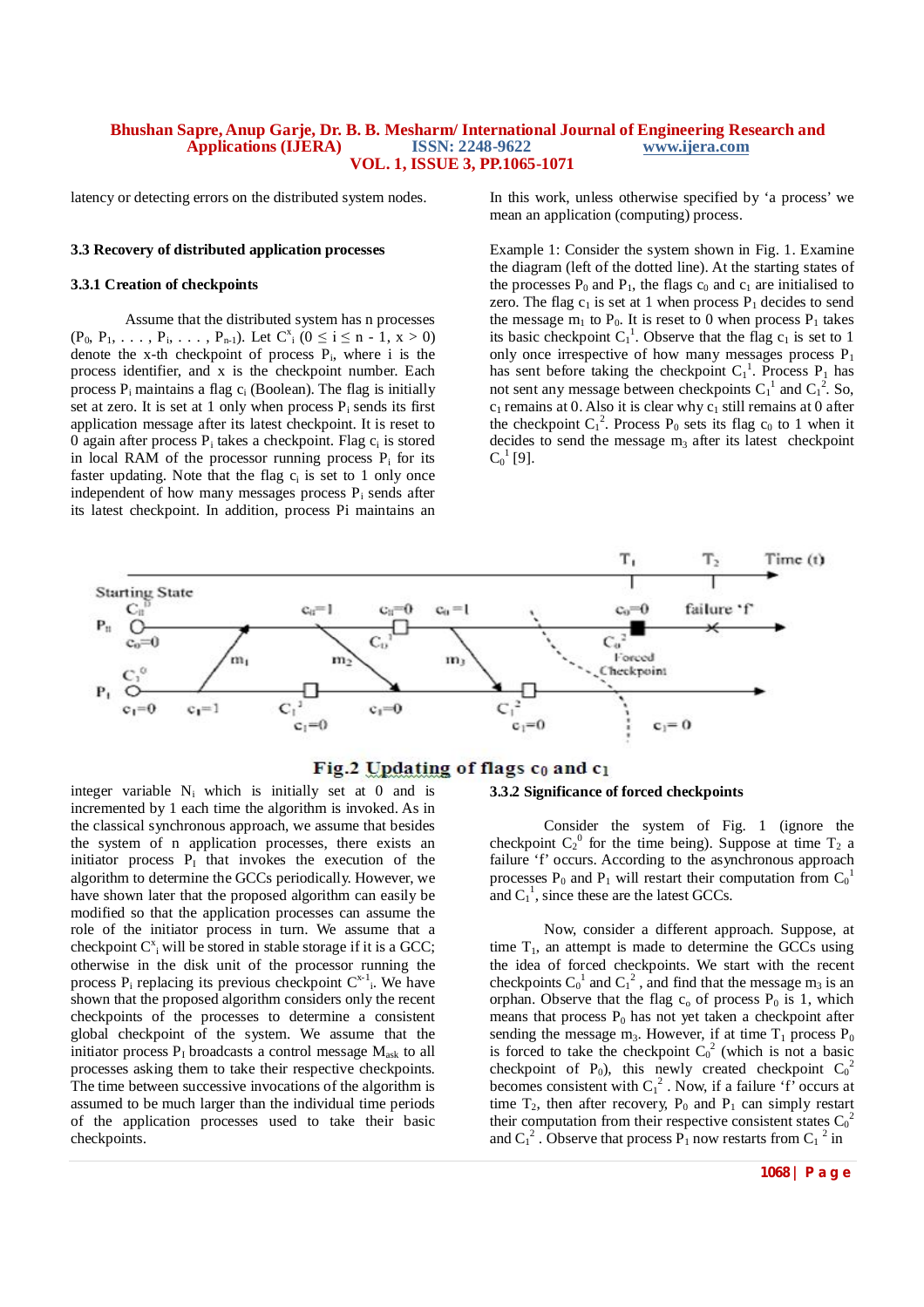latency or detecting errors on the distributed system nodes.

### 3.3 Recovery of distributed application processes

#### 3.3.1 Creation of checkpoints

Assume that the distributed system has n processes ($P_0$, $P_1$, . . . , $P_i$, . . . , $P_{n-1}$). Let $C^x_i$ ($0 \le i \le n - 1$, $x > 0$) denote the x-th checkpoint of process $P_i$, where i is the process identifier, and x is the checkpoint number. Each process $P_i$ maintains a flag $c_i$ (Boolean). The flag is initially set at zero. It is set at 1 only when process $P_i$ sends its first application message after its latest checkpoint. It is reset to 0 again after process $P_i$ takes a checkpoint. Flag $c_i$ is stored in local RAM of the processor running process $P_i$ for its faster updating. Note that the flag $c_i$ is set to 1 only once independent of how many messages process $P_i$ sends after its latest checkpoint. In addition, process Pi maintains an integer variable $N_i$ which is initially set at 0 and is incremented by 1 each time the algorithm is invoked. As in the classical synchronous approach, we assume that besides the system of n application processes, there exists an initiator process $P_I$ that invokes the execution of the algorithm to determine the GCCs periodically. However, we have shown later that the proposed algorithm can easily be modified so that the application processes can assume the role of the initiator process in turn. We assume that a checkpoint $C^x_i$ will be stored in stable storage if it is a GCC; otherwise in the disk unit of the processor running the process $P_i$ replacing its previous checkpoint $C^{x-1}_i$. We have shown that the proposed algorithm considers only the recent checkpoints of the processes to determine a consistent global checkpoint of the system. We assume that the initiator process $P_I$ broadcasts a control message $M_{ask}$ to all processes asking them to take their respective checkpoints. The time between successive invocations of the algorithm is assumed to be much larger than the individual time periods of the application processes used to take their basic checkpoints.

In this work, unless otherwise specified by ‘a process’ we mean an application (computing) process.

Example 1: Consider the system shown in Fig. 1. Examine the diagram (left of the dotted line). At the starting states of the processes $P_0$ and $P_1$, the flags $c_0$ and $c_1$ are initialised to zero. The flag $c_1$ is set at 1 when process $P_1$ decides to send the message $m_1$ to $P_0$. It is reset to 0 when process $P_1$ takes its basic checkpoint $C_1^1$. Observe that the flag $c_1$ is set to 1 only once irrespective of how many messages process $P_1$ has sent before taking the checkpoint $C_1^1$. Process $P_1$ has not sent any message between checkpoints $C_1^1$ and $C_1^2$. So, $c_1$ remains at 0. Also it is clear why $c_1$ still remains at 0 after the checkpoint $C_1^2$. Process $P_0$ sets its flag $c_0$ to 1 when it decides to send the message $m_3$ after its latest checkpoint $C_0^1$ [9].

**Fig.2 Updating of flags $c_0$ and $c_1$**

#### 3.3.2 Significance of forced checkpoints

Consider the system of Fig. 1 (ignore the checkpoint $C_2^0$ for the time being). Suppose at time $T_2$ a failure ‘f’ occurs. According to the asynchronous approach processes $P_0$ and $P_1$ will restart their computation from $C_0^1$ and $C_1^1$, since these are the latest GCCs.

Now, consider a different approach. Suppose, at time $T_1$, an attempt is made to determine the GCCs using the idea of forced checkpoints. We start with the recent checkpoints $C_0^1$ and $C_1^2$ , and find that the message $m_3$ is an orphan. Observe that the flag $c_o$ of process $P_0$ is 1, which means that process $P_0$ has not yet taken a checkpoint after sending the message $m_3$. However, at time $T_1$ process $P_0$ is forced to take the checkpoint $C_0^2$ (which is not a basic checkpoint of $P_0$), this newly created checkpoint $C_0^2$ becomes consistent with $C_1^2$ . Now, if a failure ‘f’ occurs at time $T_2$, then after recovery, $P_0$ and $P_1$ can simply restart their computation from their respective consistent states $C_0^2$ and $C_1^2$ . Observe that process $P_1$ now restarts from $C_1{}^2$ in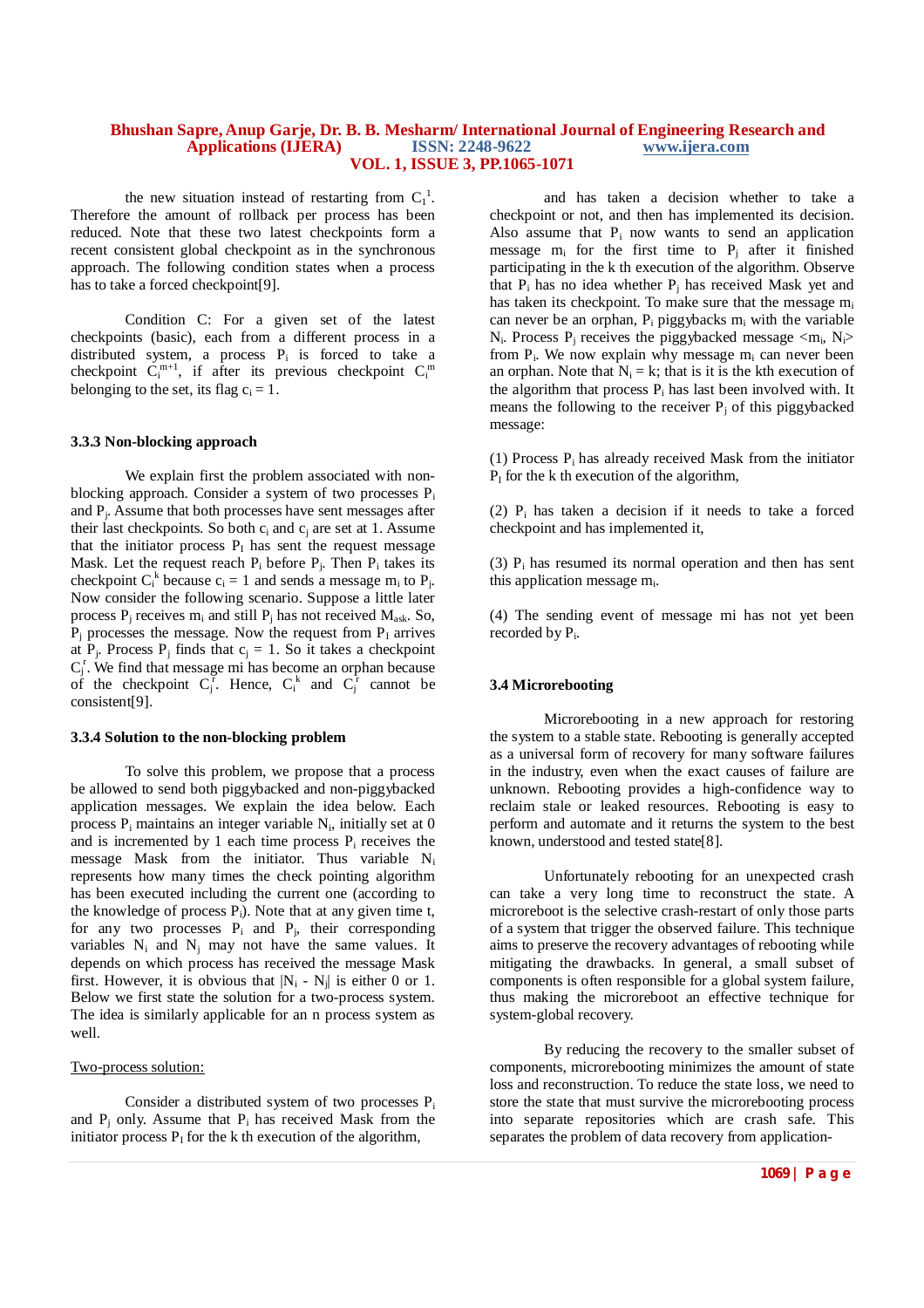the new situation instead of restarting from $C_1^1$. Therefore the amount of rollback per process has been reduced. Note that these two latest checkpoints form a recent consistent global checkpoint as in the synchronous approach. The following condition states when a process has to take a forced checkpoint[9].

Condition C: For a given set of the latest checkpoints (basic), each from a different process in a distributed system, a process $P_i$ is forced to take a checkpoint $C_i^{m+1}$, if after its previous checkpoint $C_i^m$ belonging to the set, its flag $c_i = 1$.

### 3.3.3 Non-blocking approach

We explain first the problem associated with non-blocking approach. Consider a system of two processes $P_i$ and $P_j$. Assume that both processes have sent messages after their last checkpoints. So both $c_i$ and $c_j$ are set at 1. Assume that the initiator process $P_I$ has sent the request message Mask. Let the request reach $P_i$ before $P_j$. Then $P_i$ takes its checkpoint $C_i^k$ because $c_i = 1$ and sends a message $m_i$ to $P_j$. Now consider the following scenario. Suppose a little later process $P_j$ receives $m_i$ and still $P_j$ has not received $M_{ask}$. So, $P_j$ processes the message. Now the request from $P_I$ arrives at $P_j$. Process $P_j$ finds that $c_j = 1$. So it takes a checkpoint $C_j^r$. We find that message mi has become an orphan because of the checkpoint $C_j^r$. Hence, $C_i^k$ and $C_j^r$ cannot be consistent[9].

### 3.3.4 Solution to the non-blocking problem

To solve this problem, we propose that a process be allowed to send both piggybacked and non-piggybacked application messages. We explain the idea below. Each process $P_i$ maintains an integer variable $N_i$, initially set at 0 and is incremented by 1 each time process $P_i$ receives the message Mask from the initiator. Thus variable $N_i$ represents how many times the check pointing algorithm has been executed including the current one (according to the knowledge of process $P_i$). Note that at any given time t, for any two processes $P_i$ and $P_j$, their corresponding variables $N_i$ and $N_j$ may not have the same values. It depends on which process has received the message Mask first. However, it is obvious that $|N_i - N_j|$ is either 0 or 1. Below we first state the solution for a two-process system. The idea is similarly applicable for an n process system as well.

Two-process solution:

Consider a distributed system of two processes $P_i$ and $P_j$ only. Assume that $P_i$ has received Mask from the initiator process $P_I$ for the k th execution of the algorithm, and has taken a decision whether to take a checkpoint or not, and then has implemented its decision. Also assume that $P_i$ now wants to send an application message $m_i$ for the first time to $P_j$ after it finished participating in the k th execution of the algorithm. Observe that $P_i$ has no idea whether $P_j$ has received Mask yet and has taken its checkpoint. To make sure that the message $m_i$ can never be an orphan, $P_i$ piggybacks $m_i$ with the variable $N_i$. Process $P_j$ receives the piggybacked message $<m_i, N_i>$ from $P_i$. We now explain why message $m_i$ can never been an orphan. Note that $N_i = k$; that is it is the kth execution of the algorithm that process $P_i$ has last been involved with. It means the following to the receiver $P_j$ of this piggybacked message:

(1) Process $P_i$ has already received Mask from the initiator $P_I$ for the k th execution of the algorithm,

(2) $P_i$ has taken a decision if it needs to take a forced checkpoint and has implemented it,

(3) $P_i$ has resumed its normal operation and then has sent this application message $m_i$.

(4) The sending event of message mi has not yet been recorded by $P_i$.

## 3.4 Microrebooting

Microrebooting in a new approach for restoring the system to a stable state. Rebooting is generally accepted as a universal form of recovery for many software failures in the industry, even when the exact causes of failure are unknown. Rebooting provides a high-confidence way to reclaim stale or leaked resources. Rebooting is easy to perform and automate and it returns the system to the best known, understood and tested state[8].

Unfortunately rebooting for an unexpected crash can take a very long time to reconstruct the state. A microreboot is the selective crash-restart of only those parts of a system that trigger the observed failure. This technique aims to preserve the recovery advantages of rebooting while mitigating the drawbacks. In general, a small subset of components is often responsible for a global system failure, thus making the microreboot an effective technique for system-global recovery.

By reducing the recovery to the smaller subset of components, microrebooting minimizes the amount of state loss and reconstruction. To reduce the state loss, we need to store the state that must survive the microrebooting process into separate repositories which are crash safe. This separates the problem of data recovery from application-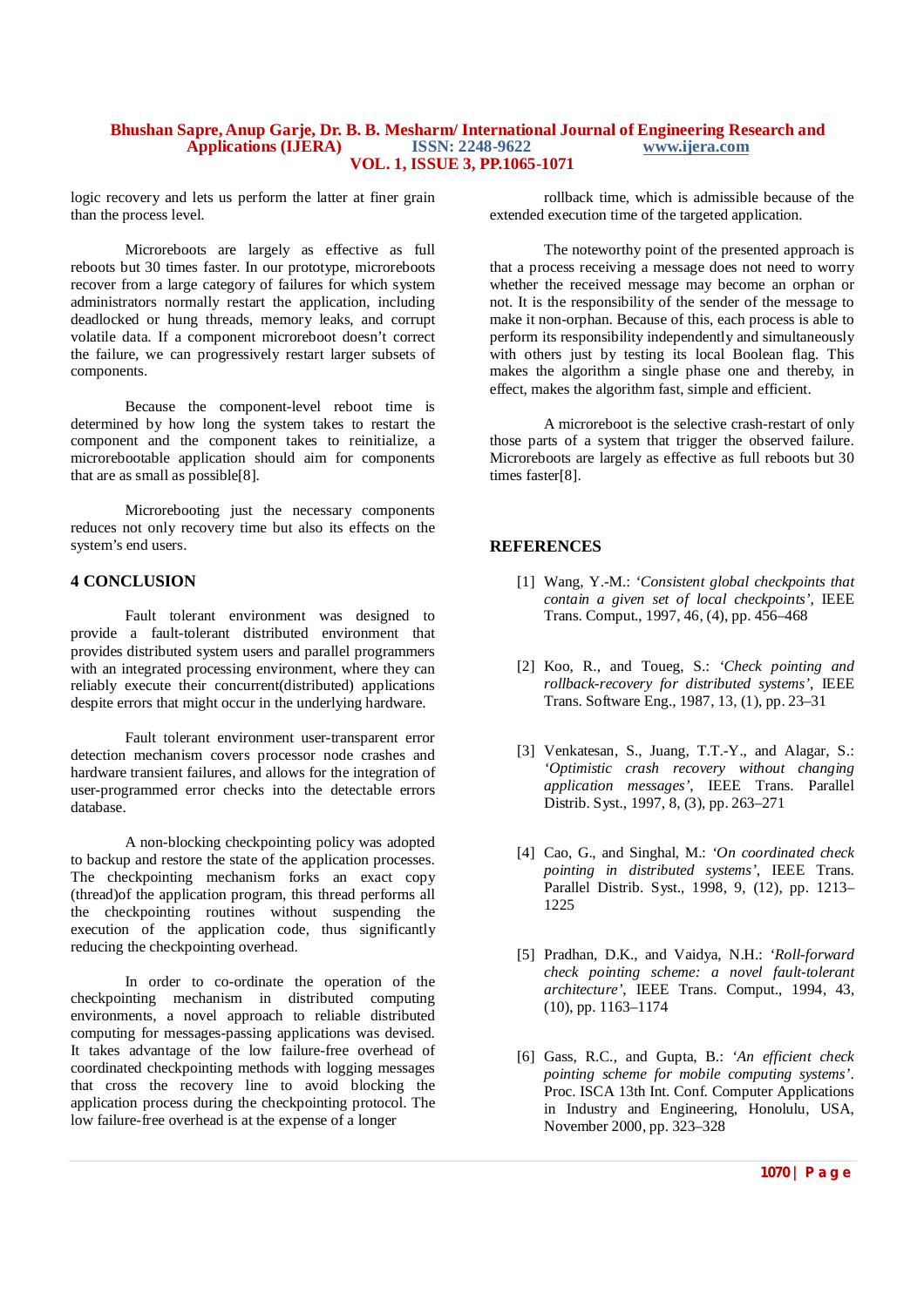logic recovery and lets us perform the latter at finer grain than the process level.

Microreboots are largely as effective as full reboots but 30 times faster. In our prototype, microreboots recover from a large category of failures for which system administrators normally restart the application, including deadlocked or hung threads, memory leaks, and corrupt volatile data. If a component microreboot doesn't correct the failure, we can progressively restart larger subsets of components.

Because the component-level reboot time is determined by how long the system takes to restart the component and the component takes to reinitialize, a microrebootable application should aim for components that are as small as possible[8].

Microrebooting just the necessary components reduces not only recovery time but also its effects on the system's end users.

## 4 CONCLUSION

Fault tolerant environment was designed to provide a fault-tolerant distributed environment that provides distributed system users and parallel programmers with an integrated processing environment, where they can reliably execute their concurrent(distributed) applications despite errors that might occur in the underlying hardware.

Fault tolerant environment user-transparent error detection mechanism covers processor node crashes and hardware transient failures, and allows for the integration of user-programmed error checks into the detectable errors database.

A non-blocking checkpointing policy was adopted to backup and restore the state of the application processes. The checkpointing mechanism forks an exact copy (thread)of the application program, this thread performs all the checkpointing routines without suspending the execution of the application code, thus significantly reducing the checkpointing overhead.

In order to co-ordinate the operation of the checkpointing mechanism in distributed computing environments, a novel approach to reliable distributed computing for messages-passing applications was devised. It takes advantage of the low failure-free overhead of coordinated checkpointing methods with logging messages that cross the recovery line to avoid blocking the application process during the checkpointing protocol. The low failure-free overhead is at the expense of a longer rollback time, which is admissible because of the extended execution time of the targeted application.

The noteworthy point of the presented approach is that a process receiving a message does not need to worry whether the received message may become an orphan or not. It is the responsibility of the sender of the message to make it non-orphan. Because of this, each process is able to perform its responsibility independently and simultaneously with others just by testing its local Boolean flag. This makes the algorithm a single phase one and thereby, in effect, makes the algorithm fast, simple and efficient.

A microreboot is the selective crash-restart of only those parts of a system that trigger the observed failure. Microreboots are largely as effective as full reboots but 30 times faster[8].

## REFERENCES

[1] Wang, Y.-M.: *'Consistent global checkpoints that contain a given set of local checkpoints'*, IEEE Trans. Comput., 1997, 46, (4), pp. 456–468

[2] Koo, R., and Toueg, S.: *'Check pointing and rollback-recovery for distributed systems'*, IEEE Trans. Software Eng., 1987, 13, (1), pp. 23–31

[3] Venkatesan, S., Juang, T.T.-Y., and Alagar, S.: *'Optimistic crash recovery without changing application messages'*, IEEE Trans. Parallel Distrib. Syst., 1997, 8, (3), pp. 263–271

[4] Cao, G., and Singhal, M.: *'On coordinated check pointing in distributed systems'*, IEEE Trans. Parallel Distrib. Syst., 1998, 9, (12), pp. 1213–1225

[5] Pradhan, D.K., and Vaidya, N.H.: *'Roll-forward check pointing scheme: a novel fault-tolerant architecture'*, IEEE Trans. Comput., 1994, 43, (10), pp. 1163–1174

[6] Gass, R.C., and Gupta, B.: *'An efficient check pointing scheme for mobile computing systems'*. Proc. ISCA 13th Int. Conf. Computer Applications in Industry and Engineering, Honolulu, USA, November 2000, pp. 323–328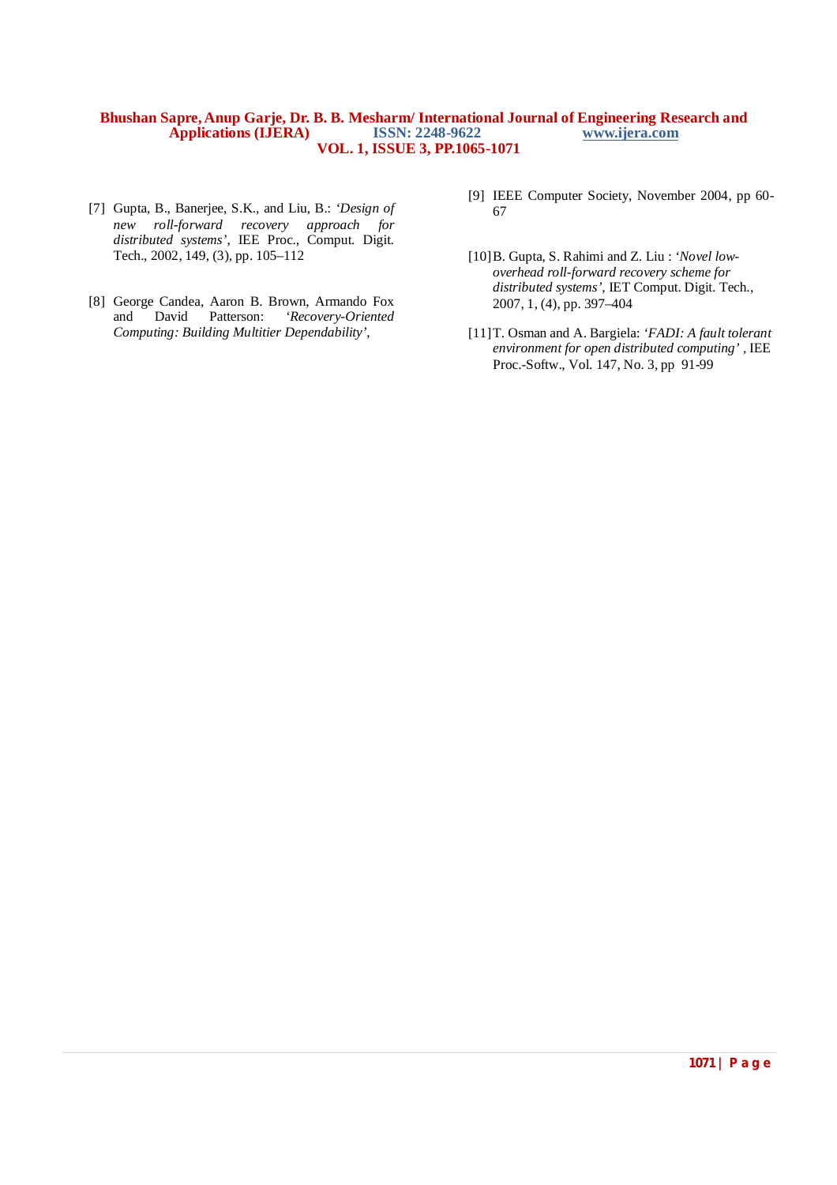[7] Gupta, B., Banerjee, S.K., and Liu, B.: *'Design of new roll-forward recovery approach for distributed systems'*, IEE Proc., Comput. Digit. Tech., 2002, 149, (3), pp. 105–112

[8] George Candea, Aaron B. Brown, Armando Fox and David Patterson: *'Recovery-Oriented Computing: Building Multitier Dependability'*, IEEE Computer Society, November 2004, pp 60-67

[10] B. Gupta, S. Rahimi and Z. Liu : *'Novel low-overhead roll-forward recovery scheme for distributed systems'*, IET Comput. Digit. Tech., 2007, 1, (4), pp. 397–404

[11] T. Osman and A. Bargiela: *'FADI: A fault tolerant environment for open distributed computing'* , IEE Proc.-Softw., Vol. 147, No. 3, pp 91-99